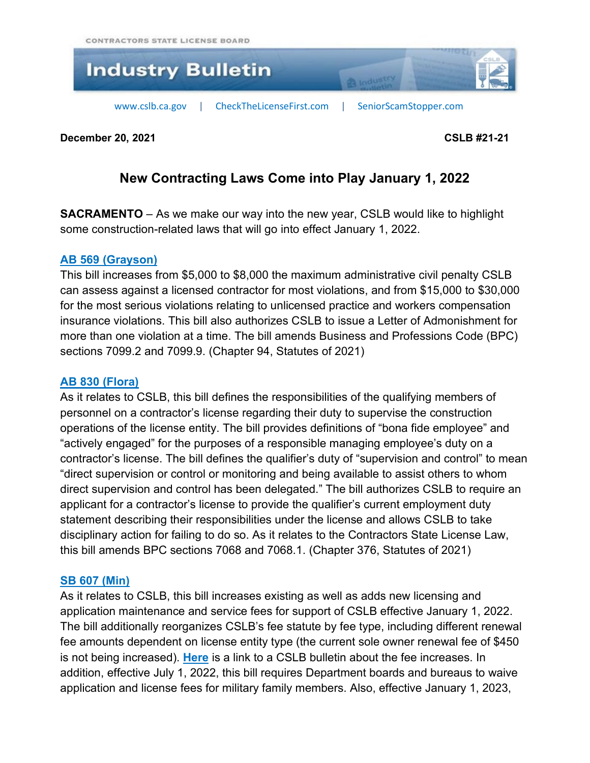CONTRACTORS STATE LICENSE BOARD

# Industry Bulletin

www.cslb.ca.gov | CheckTheLicenseFirst.com | SeniorScamStopper.com

**December 20, 2021** **CSLB #21-21**

## New Contracting Laws Come into Play January 1, 2022

**SACRAMENTO** – As we make our way into the new year, CSLB would like to highlight some construction-related laws that will go into effect January 1, 2022.

### AB 569 (Grayson)

This bill increases from $5,000 to $8,000 the maximum administrative civil penalty CSLB can assess against a licensed contractor for most violations, and from $15,000 to $30,000 for the most serious violations relating to unlicensed practice and workers compensation insurance violations. This bill also authorizes CSLB to issue a Letter of Admonishment for more than one violation at a time. The bill amends Business and Professions Code (BPC) sections 7099.2 and 7099.9. (Chapter 94, Statutes of 2021)

### AB 830 (Flora)

As it relates to CSLB, this bill defines the responsibilities of the qualifying members of personnel on a contractor's license regarding their duty to supervise the construction operations of the license entity. The bill provides definitions of "bona fide employee" and "actively engaged" for the purposes of a responsible managing employee's duty on a contractor's license. The bill defines the qualifier's duty of "supervision and control" to mean "direct supervision or control or monitoring and being available to assist others to whom direct supervision and control has been delegated." The bill authorizes CSLB to require an applicant for a contractor's license to provide the qualifier's current employment duty statement describing their responsibilities under the license and allows CSLB to take disciplinary action for failing to do so. As it relates to the Contractors State License Law, this bill amends BPC sections 7068 and 7068.1. (Chapter 376, Statutes of 2021)

### SB 607 (Min)

As it relates to CSLB, this bill increases existing as well as adds new licensing and application maintenance and service fees for support of CSLB effective January 1, 2022. The bill additionally reorganizes CSLB's fee statute by fee type, including different renewal fee amounts dependent on license entity type (the current sole owner renewal fee of $450 is not being increased). **Here** is a link to a CSLB bulletin about the fee increases. In addition, effective July 1, 2022, this bill requires Department boards and bureaus to waive application and license fees for military family members. Also, effective January 1, 2023,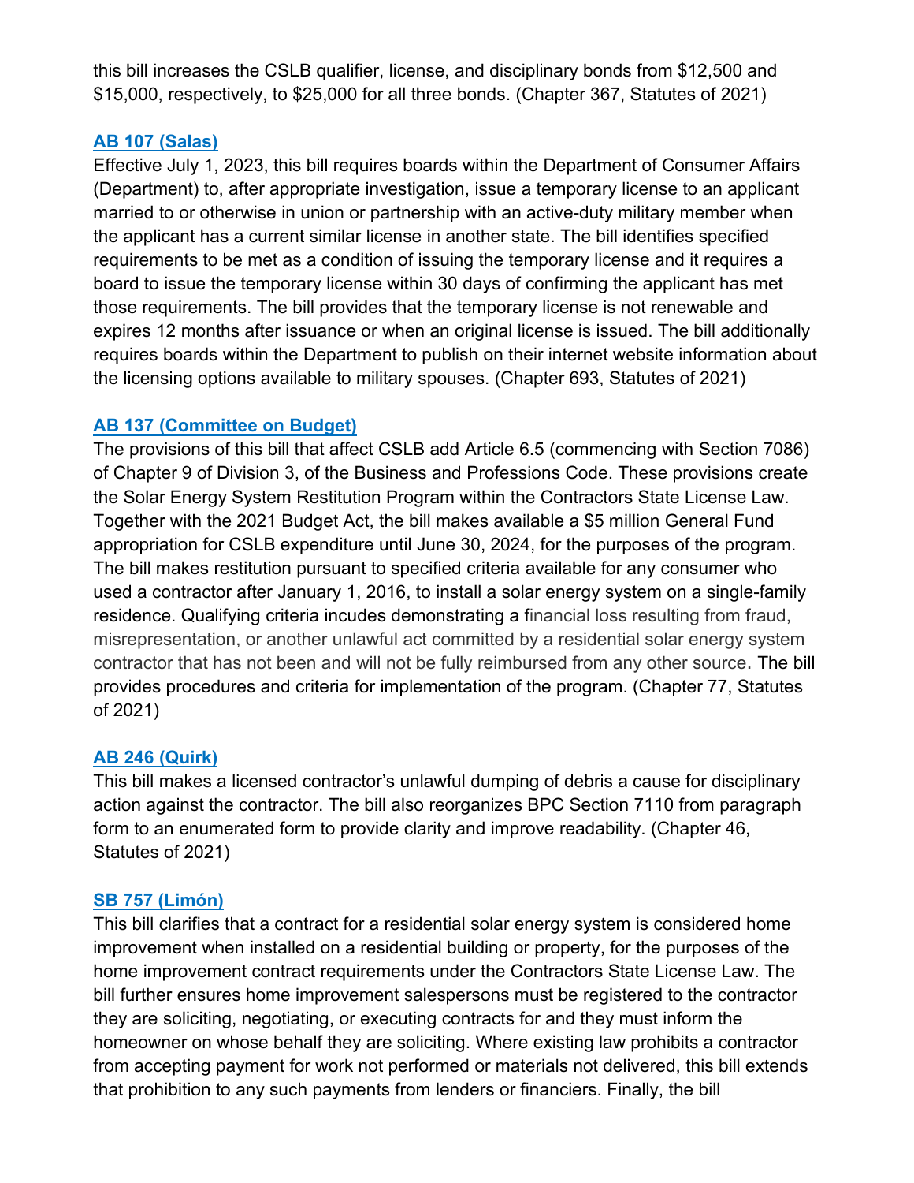this bill increases the CSLB qualifier, license, and disciplinary bonds from $12,500 and $15,000, respectively, to $25,000 for all three bonds. (Chapter 367, Statutes of 2021)

### AB 107 (Salas)

Effective July 1, 2023, this bill requires boards within the Department of Consumer Affairs (Department) to, after appropriate investigation, issue a temporary license to an applicant married to or otherwise in union or partnership with an active-duty military member when the applicant has a current similar license in another state. The bill identifies specified requirements to be met as a condition of issuing the temporary license and it requires a board to issue the temporary license within 30 days of confirming the applicant has met those requirements. The bill provides that the temporary license is not renewable and expires 12 months after issuance or when an original license is issued. The bill additionally requires boards within the Department to publish on their internet website information about the licensing options available to military spouses. (Chapter 693, Statutes of 2021)

### AB 137 (Committee on Budget)

The provisions of this bill that affect CSLB add Article 6.5 (commencing with Section 7086) of Chapter 9 of Division 3, of the Business and Professions Code. These provisions create the Solar Energy System Restitution Program within the Contractors State License Law. Together with the 2021 Budget Act, the bill makes available a $5 million General Fund appropriation for CSLB expenditure until June 30, 2024, for the purposes of the program. The bill makes restitution pursuant to specified criteria available for any consumer who used a contractor after January 1, 2016, to install a solar energy system on a single-family residence. Qualifying criteria incudes demonstrating a financial loss resulting from fraud, misrepresentation, or another unlawful act committed by a residential solar energy system contractor that has not been and will not be fully reimbursed from any other source. The bill provides procedures and criteria for implementation of the program. (Chapter 77, Statutes of 2021)

### AB 246 (Quirk)

This bill makes a licensed contractor's unlawful dumping of debris a cause for disciplinary action against the contractor. The bill also reorganizes BPC Section 7110 from paragraph form to an enumerated form to provide clarity and improve readability. (Chapter 46, Statutes of 2021)

### SB 757 (Limón)

This bill clarifies that a contract for a residential solar energy system is considered home improvement when installed on a residential building or property, for the purposes of the home improvement contract requirements under the Contractors State License Law. The bill further ensures home improvement salespersons must be registered to the contractor they are soliciting, negotiating, or executing contracts for and they must inform the homeowner on whose behalf they are soliciting. Where existing law prohibits a contractor from accepting payment for work not performed or materials not delivered, this bill extends that prohibition to any such payments from lenders or financiers. Finally, the bill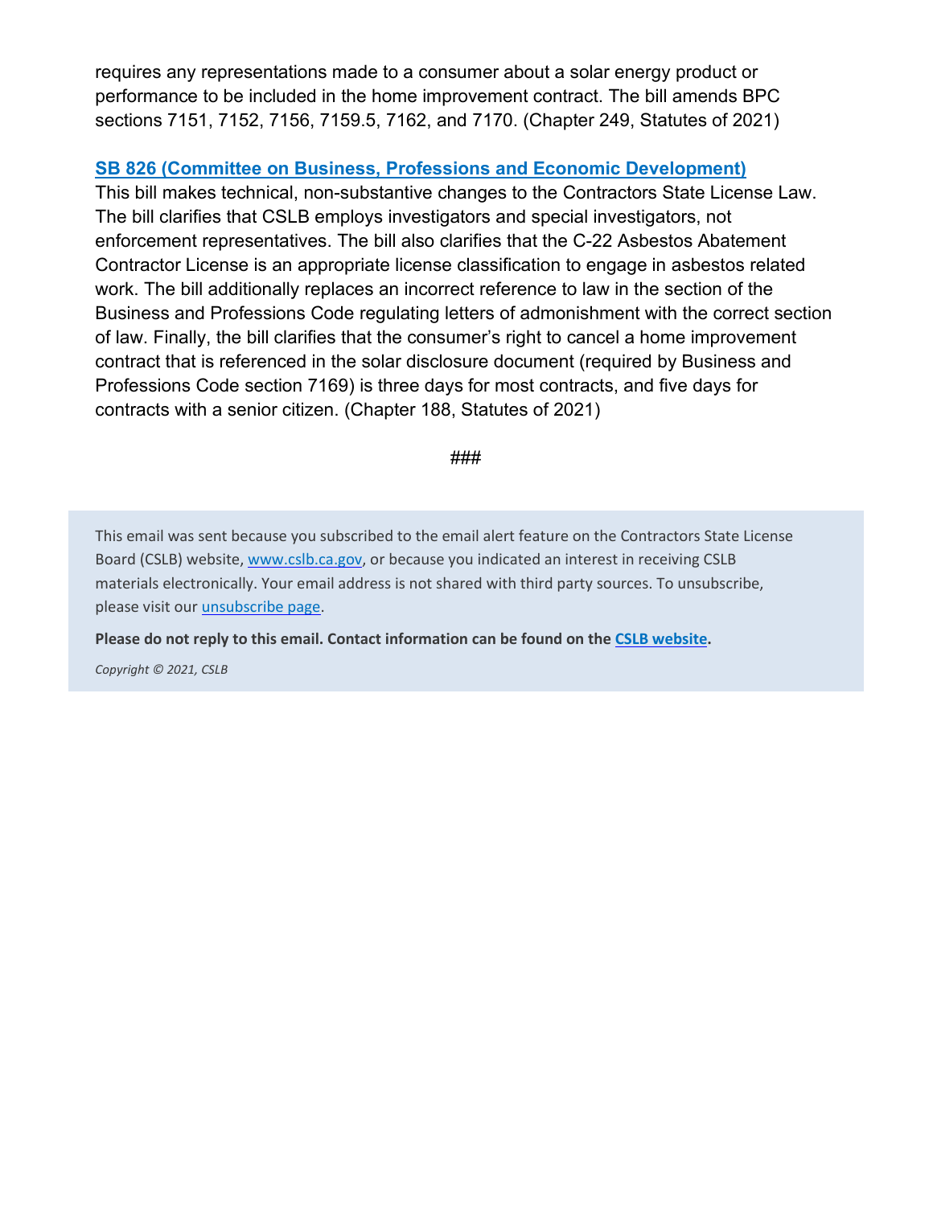requires any representations made to a consumer about a solar energy product or performance to be included in the home improvement contract. The bill amends BPC sections 7151, 7152, 7156, 7159.5, 7162, and 7170. (Chapter 249, Statutes of 2021)

**SB 826 (Committee on Business, Professions and Economic Development)**

This bill makes technical, non-substantive changes to the Contractors State License Law. The bill clarifies that CSLB employs investigators and special investigators, not enforcement representatives. The bill also clarifies that the C-22 Asbestos Abatement Contractor License is an appropriate license classification to engage in asbestos related work. The bill additionally replaces an incorrect reference to law in the section of the Business and Professions Code regulating letters of admonishment with the correct section of law. Finally, the bill clarifies that the consumer's right to cancel a home improvement contract that is referenced in the solar disclosure document (required by Business and Professions Code section 7169) is three days for most contracts, and five days for contracts with a senior citizen. (Chapter 188, Statutes of 2021)

###

This email was sent because you subscribed to the email alert feature on the Contractors State License Board (CSLB) website, www.cslb.ca.gov, or because you indicated an interest in receiving CSLB materials electronically. Your email address is not shared with third party sources. To unsubscribe, please visit our unsubscribe page.

**Please do not reply to this email. Contact information can be found on the CSLB website.**

*Copyright © 2021, CSLB*